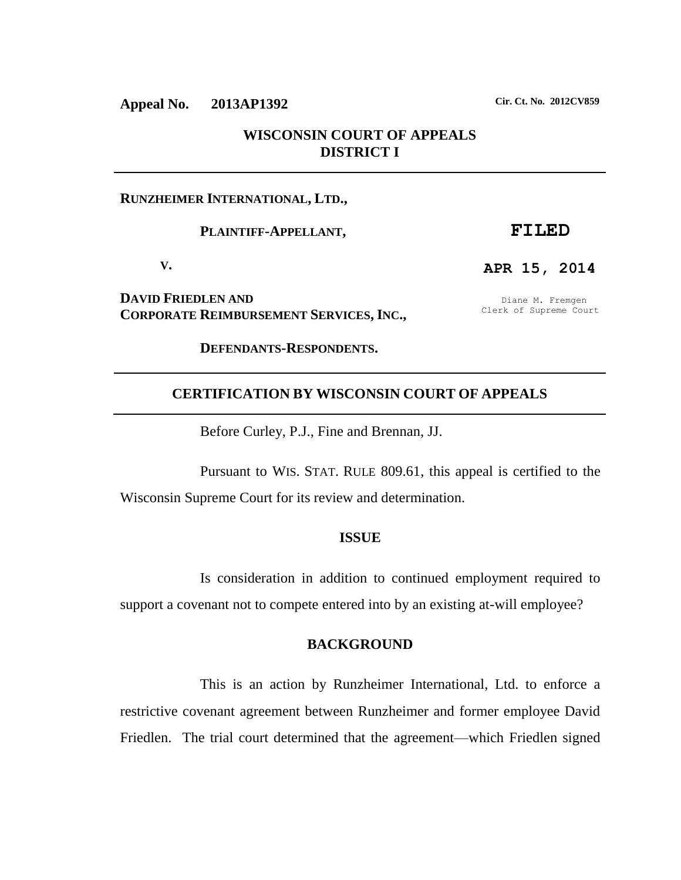**Appeal No. 2013AP1392** **Cir. Ct. No. 2012CV859**

**WISCONSIN COURT OF APPEALS**
**DISTRICT I**

---

**RUNZHEIMER INTERNATIONAL, LTD.,**

**PLAINTIFF-APPELLANT,**

**V.**

**DAVID FRIEDLEN AND**
**CORPORATE REIMBURSEMENT SERVICES, INC.,**

**DEFENDANTS-RESPONDENTS.**

**FILED**

**APR 15, 2014**

Diane M. Fremgen
Clerk of Supreme Court

---

## CERTIFICATION BY WISCONSIN COURT OF APPEALS

---

Before Curley, P.J., Fine and Brennan, JJ.

Pursuant to WIS. STAT. RULE 809.61, this appeal is certified to the Wisconsin Supreme Court for its review and determination.

### ISSUE

Is consideration in addition to continued employment required to support a covenant not to compete entered into by an existing at-will employee?

### BACKGROUND

This is an action by Runzheimer International, Ltd. to enforce a restrictive covenant agreement between Runzheimer and former employee David Friedlen. The trial court determined that the agreement—which Friedlen signed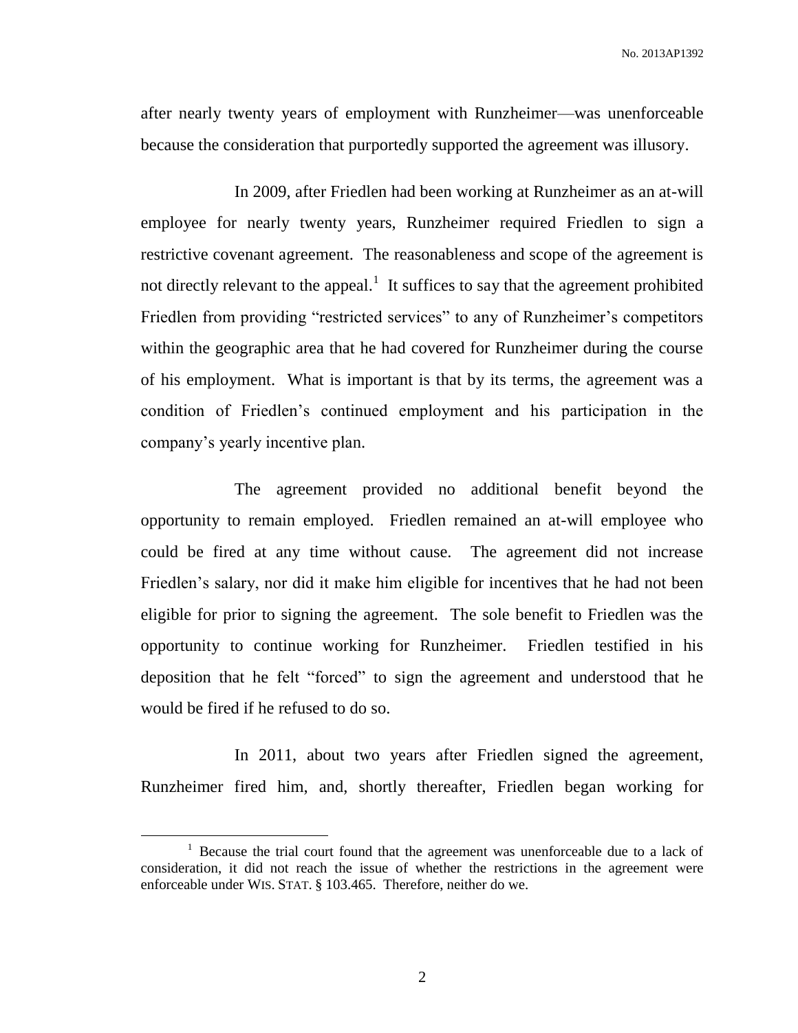after nearly twenty years of employment with Runzheimer—was unenforceable because the consideration that purportedly supported the agreement was illusory.

In 2009, after Friedlen had been working at Runzheimer as an at-will employee for nearly twenty years, Runzheimer required Friedlen to sign a restrictive covenant agreement. The reasonableness and scope of the agreement is not directly relevant to the appeal.[1] It suffices to say that the agreement prohibited Friedlen from providing "restricted services" to any of Runzheimer's competitors within the geographic area that he had covered for Runzheimer during the course of his employment. What is important is that by its terms, the agreement was a condition of Friedlen's continued employment and his participation in the company's yearly incentive plan.

The agreement provided no additional benefit beyond the opportunity to remain employed. Friedlen remained an at-will employee who could be fired at any time without cause. The agreement did not increase Friedlen's salary, nor did it make him eligible for incentives that he had not been eligible for prior to signing the agreement. The sole benefit to Friedlen was the opportunity to continue working for Runzheimer. Friedlen testified in his deposition that he felt "forced" to sign the agreement and understood that he would be fired if he refused to do so.

In 2011, about two years after Friedlen signed the agreement, Runzheimer fired him, and, shortly thereafter, Friedlen began working for

---

[1] Because the trial court found that the agreement was unenforceable due to a lack of consideration, it did not reach the issue of whether the restrictions in the agreement were enforceable under WIS. STAT. § 103.465. Therefore, neither do we.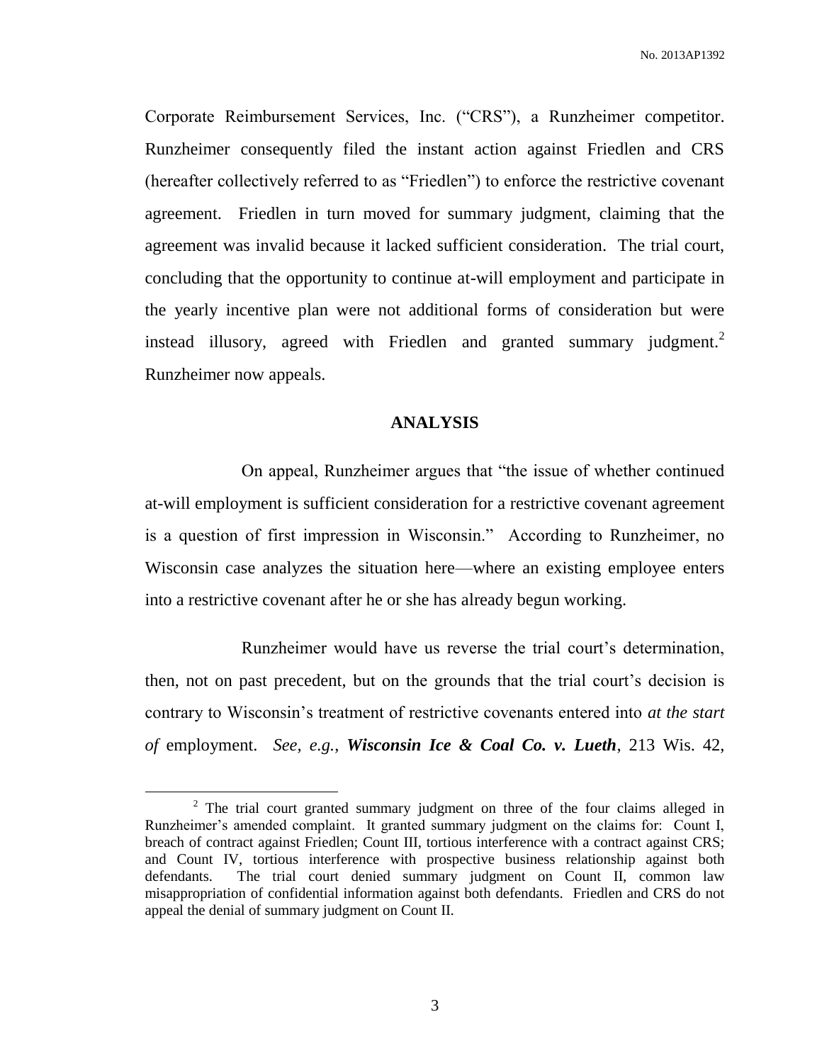Corporate Reimbursement Services, Inc. ("CRS"), a Runzheimer competitor. Runzheimer consequently filed the instant action against Friedlen and CRS (hereafter collectively referred to as "Friedlen") to enforce the restrictive covenant agreement. Friedlen in turn moved for summary judgment, claiming that the agreement was invalid because it lacked sufficient consideration. The trial court, concluding that the opportunity to continue at-will employment and participate in the yearly incentive plan were not additional forms of consideration but were instead illusory, agreed with Friedlen and granted summary judgment.[2] Runzheimer now appeals.

## ANALYSIS

On appeal, Runzheimer argues that "the issue of whether continued at-will employment is sufficient consideration for a restrictive covenant agreement is a question of first impression in Wisconsin." According to Runzheimer, no Wisconsin case analyzes the situation here—where an existing employee enters into a restrictive covenant after he or she has already begun working.

Runzheimer would have us reverse the trial court's determination, then, not on past precedent, but on the grounds that the trial court's decision is contrary to Wisconsin's treatment of restrictive covenants entered into *at the start of* employment. *See, e.g.*, ***Wisconsin Ice & Coal Co. v. Lueth***, 213 Wis. 42,

---

[2] The trial court granted summary judgment on three of the four claims alleged in Runzheimer's amended complaint. It granted summary judgment on the claims for: Count I, breach of contract against Friedlen; Count III, tortious interference with a contract against CRS; and Count IV, tortious interference with prospective business relationship against both defendants. The trial court denied summary judgment on Count II, common law misappropriation of confidential information against both defendants. Friedlen and CRS do not appeal the denial of summary judgment on Count II.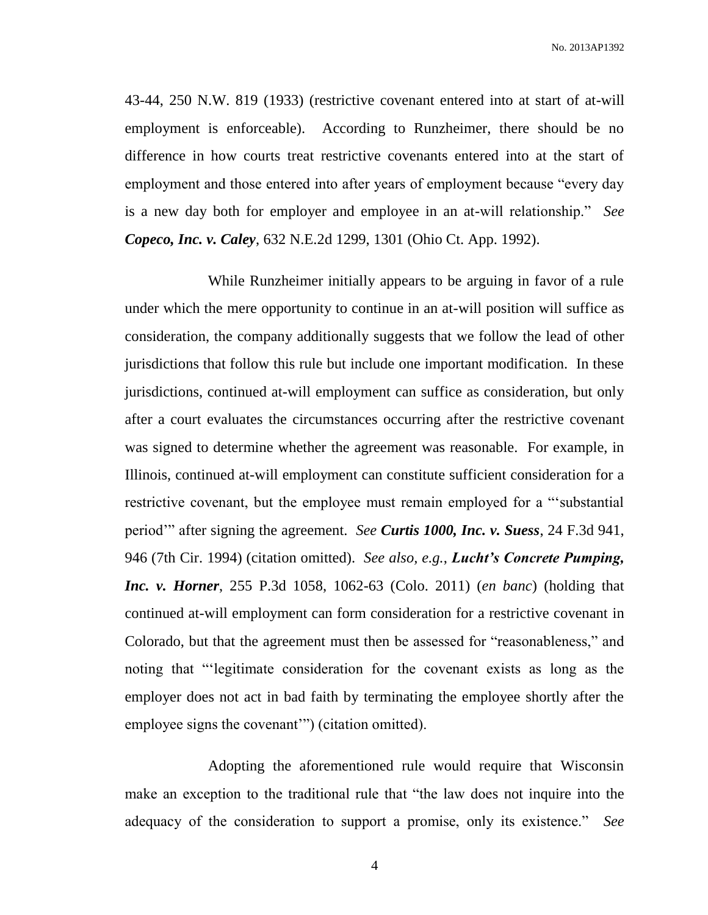43-44, 250 N.W. 819 (1933) (restrictive covenant entered into at start of at-will employment is enforceable). According to Runzheimer, there should be no difference in how courts treat restrictive covenants entered into at the start of employment and those entered into after years of employment because "every day is a new day both for employer and employee in an at-will relationship." *See* ***Copeco, Inc. v. Caley***, 632 N.E.2d 1299, 1301 (Ohio Ct. App. 1992).

While Runzheimer initially appears to be arguing in favor of a rule under which the mere opportunity to continue in an at-will position will suffice as consideration, the company additionally suggests that we follow the lead of other jurisdictions that follow this rule but include one important modification. In these jurisdictions, continued at-will employment can suffice as consideration, but only after a court evaluates the circumstances occurring after the restrictive covenant was signed to determine whether the agreement was reasonable. For example, in Illinois, continued at-will employment can constitute sufficient consideration for a restrictive covenant, but the employee must remain employed for a "'substantial period'" after signing the agreement. *See* ***Curtis 1000, Inc. v. Suess***, 24 F.3d 941, 946 (7th Cir. 1994) (citation omitted). *See also, e.g.*, ***Lucht's Concrete Pumping, Inc. v. Horner***, 255 P.3d 1058, 1062-63 (Colo. 2011) (*en banc*) (holding that continued at-will employment can form consideration for a restrictive covenant in Colorado, but that the agreement must then be assessed for "reasonableness," and noting that "'legitimate consideration for the covenant exists as long as the employer does not act in bad faith by terminating the employee shortly after the employee signs the covenant'") (citation omitted).

Adopting the aforementioned rule would require that Wisconsin make an exception to the traditional rule that "the law does not inquire into the adequacy of the consideration to support a promise, only its existence." *See*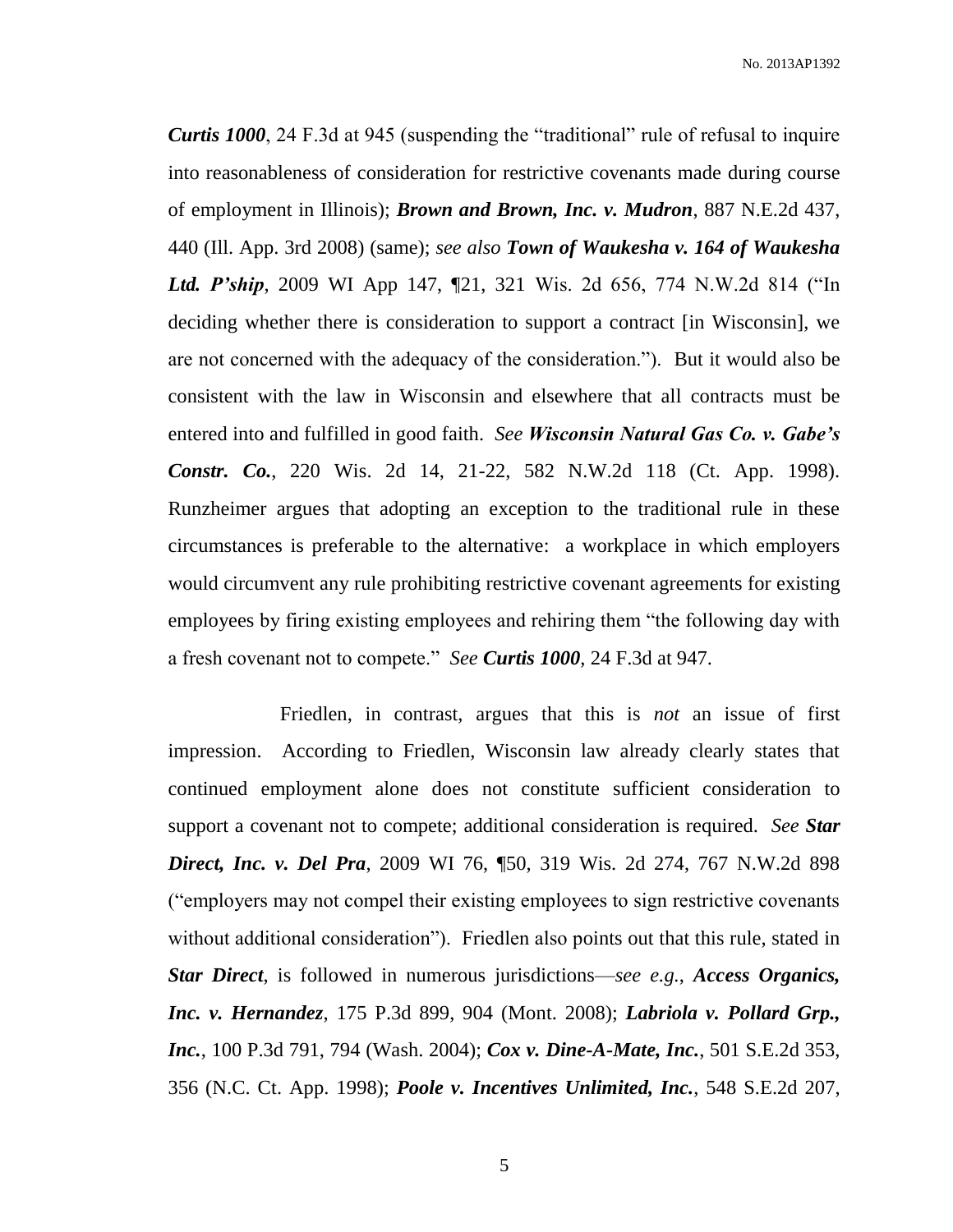***Curtis 1000***, 24 F.3d at 945 (suspending the "traditional" rule of refusal to inquire into reasonableness of consideration for restrictive covenants made during course of employment in Illinois); ***Brown and Brown, Inc. v. Mudron***, 887 N.E.2d 437, 440 (Ill. App. 3rd 2008) (same); *see also* ***Town of Waukesha v. 164 of Waukesha Ltd. P'ship***, 2009 WI App 147, ¶21, 321 Wis. 2d 656, 774 N.W.2d 814 ("In deciding whether there is consideration to support a contract [in Wisconsin], we are not concerned with the adequacy of the consideration."). But it would also be consistent with the law in Wisconsin and elsewhere that all contracts must be entered into and fulfilled in good faith. *See* ***Wisconsin Natural Gas Co. v. Gabe's Constr. Co.***, 220 Wis. 2d 14, 21-22, 582 N.W.2d 118 (Ct. App. 1998). Runzheimer argues that adopting an exception to the traditional rule in these circumstances is preferable to the alternative: a workplace in which employers would circumvent any rule prohibiting restrictive covenant agreements for existing employees by firing existing employees and rehiring them "the following day with a fresh covenant not to compete." *See* ***Curtis 1000***, 24 F.3d at 947.

Friedlen, in contrast, argues that this is *not* an issue of first impression. According to Friedlen, Wisconsin law already clearly states that continued employment alone does not constitute sufficient consideration to support a covenant not to compete; additional consideration is required. *See* ***Star Direct, Inc. v. Del Pra***, 2009 WI 76, ¶50, 319 Wis. 2d 274, 767 N.W.2d 898 ("employers may not compel their existing employees to sign restrictive covenants without additional consideration"). Friedlen also points out that this rule, stated in ***Star Direct***, is followed in numerous jurisdictions—*see e.g.*, ***Access Organics, Inc. v. Hernandez***, 175 P.3d 899, 904 (Mont. 2008); ***Labriola v. Pollard Grp., Inc.***, 100 P.3d 791, 794 (Wash. 2004); ***Cox v. Dine-A-Mate, Inc.***, 501 S.E.2d 353, 356 (N.C. Ct. App. 1998); ***Poole v. Incentives Unlimited, Inc.***, 548 S.E.2d 207,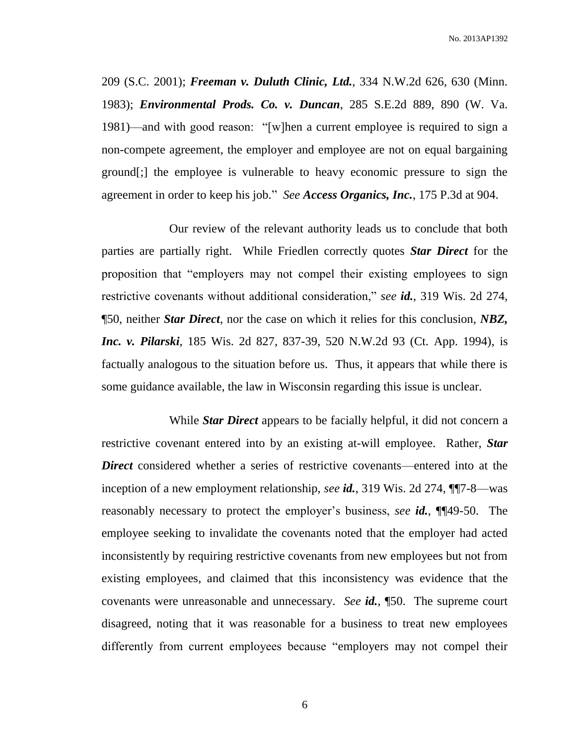209 (S.C. 2001); ***Freeman v. Duluth Clinic, Ltd.***, 334 N.W.2d 626, 630 (Minn. 1983); ***Environmental Prods. Co. v. Duncan***, 285 S.E.2d 889, 890 (W. Va. 1981)—and with good reason: "[w]hen a current employee is required to sign a non-compete agreement, the employer and employee are not on equal bargaining ground[;] the employee is vulnerable to heavy economic pressure to sign the agreement in order to keep his job." *See* ***Access Organics, Inc.***, 175 P.3d at 904.

Our review of the relevant authority leads us to conclude that both parties are partially right. While Friedlen correctly quotes ***Star Direct*** for the proposition that "employers may not compel their existing employees to sign restrictive covenants without additional consideration," *see* ***id.***, 319 Wis. 2d 274, ¶50, neither ***Star Direct***, nor the case on which it relies for this conclusion, ***NBZ, Inc. v. Pilarski***, 185 Wis. 2d 827, 837-39, 520 N.W.2d 93 (Ct. App. 1994), is factually analogous to the situation before us. Thus, it appears that while there is some guidance available, the law in Wisconsin regarding this issue is unclear.

While ***Star Direct*** appears to be facially helpful, it did not concern a restrictive covenant entered into by an existing at-will employee. Rather, ***Star Direct*** considered whether a series of restrictive covenants—entered into at the inception of a new employment relationship, *see* ***id.***, 319 Wis. 2d 274, ¶¶7-8—was reasonably necessary to protect the employer's business, *see* ***id.***, ¶¶49-50. The employee seeking to invalidate the covenants noted that the employer had acted inconsistently by requiring restrictive covenants from new employees but not from existing employees, and claimed that this inconsistency was evidence that the covenants were unreasonable and unnecessary. *See* ***id.***, ¶50. The supreme court disagreed, noting that it was reasonable for a business to treat new employees differently from current employees because "employers may not compel their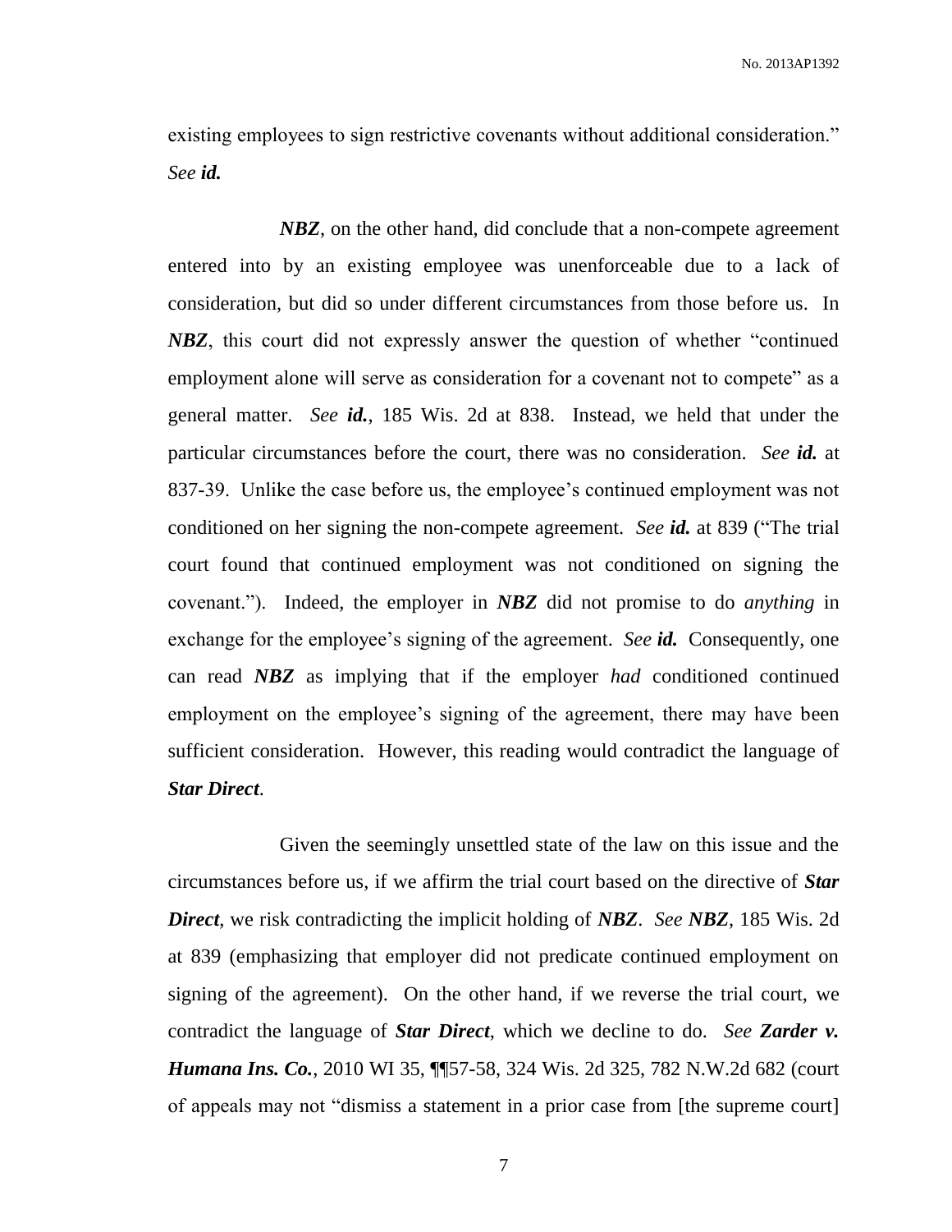existing employees to sign restrictive covenants without additional consideration." *See **id.***

***NBZ***, on the other hand, did conclude that a non-compete agreement entered into by an existing employee was unenforceable due to a lack of consideration, but did so under different circumstances from those before us. In ***NBZ***, this court did not expressly answer the question of whether "continued employment alone will serve as consideration for a covenant not to compete" as a general matter. *See **id.***, 185 Wis. 2d at 838. Instead, we held that under the particular circumstances before the court, there was no consideration. *See **id.*** at 837-39. Unlike the case before us, the employee's continued employment was not conditioned on her signing the non-compete agreement. *See **id.*** at 839 ("The trial court found that continued employment was not conditioned on signing the covenant."). Indeed, the employer in ***NBZ*** did not promise to do *anything* in exchange for the employee's signing of the agreement. *See **id.*** Consequently, one can read ***NBZ*** as implying that if the employer *had* conditioned continued employment on the employee's signing of the agreement, there may have been sufficient consideration. However, this reading would contradict the language of ***Star Direct***.

Given the seemingly unsettled state of the law on this issue and the circumstances before us, if we affirm the trial court based on the directive of ***Star Direct***, we risk contradicting the implicit holding of ***NBZ***. *See **NBZ***, 185 Wis. 2d at 839 (emphasizing that employer did not predicate continued employment on signing of the agreement). On the other hand, if we reverse the trial court, we contradict the language of ***Star Direct***, which we decline to do. *See **Zarder v. Humana Ins. Co.***, 2010 WI 35, ¶¶57-58, 324 Wis. 2d 325, 782 N.W.2d 682 (court of appeals may not "dismiss a statement in a prior case from [the supreme court]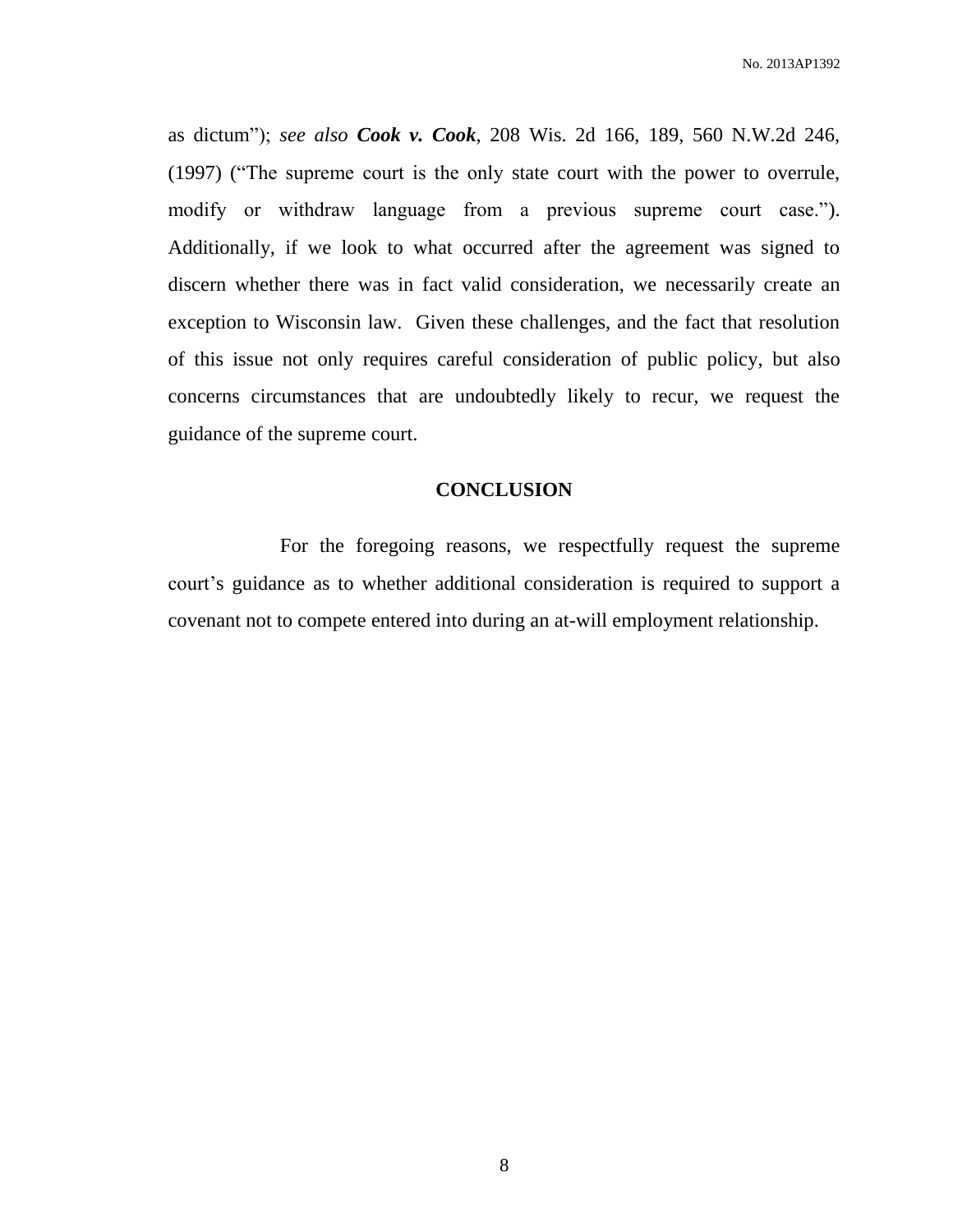as dictum"); *see also* ***Cook v. Cook***, 208 Wis. 2d 166, 189, 560 N.W.2d 246, (1997) ("The supreme court is the only state court with the power to overrule, modify or withdraw language from a previous supreme court case."). Additionally, if we look to what occurred after the agreement was signed to discern whether there was in fact valid consideration, we necessarily create an exception to Wisconsin law. Given these challenges, and the fact that resolution of this issue not only requires careful consideration of public policy, but also concerns circumstances that are undoubtedly likely to recur, we request the guidance of the supreme court.

## CONCLUSION

For the foregoing reasons, we respectfully request the supreme court's guidance as to whether additional consideration is required to support a covenant not to compete entered into during an at-will employment relationship.